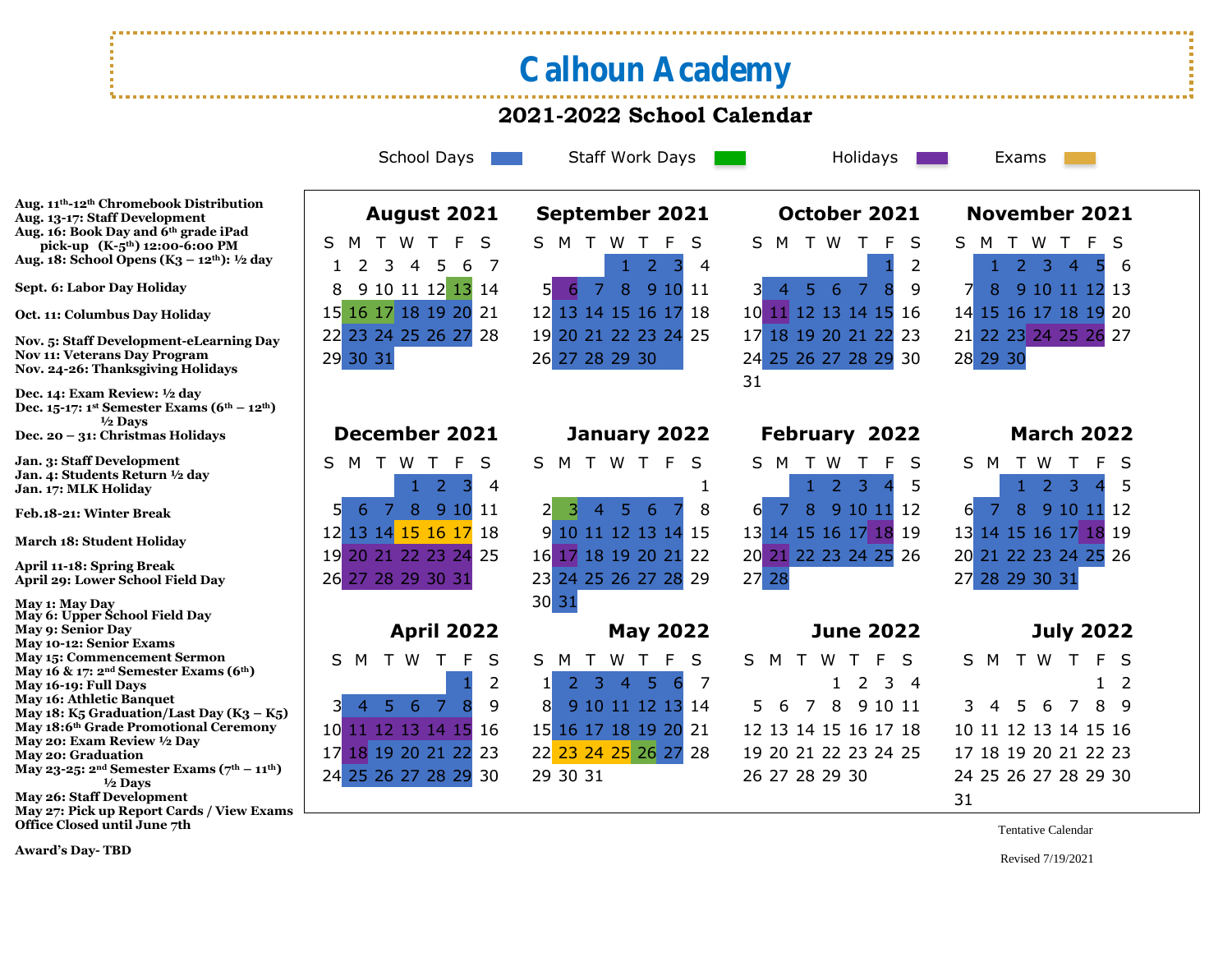# Calhoun Academy

## 2021-2022 School Calendar

School Days | Staff Work Days | Holidays | Exams

**Aug. 11th-12th Chromebook Distribution**
**Aug. 13-17: Staff Development**
**Aug. 16: Book Day and 6th grade iPad pick-up (K-5th) 12:00-6:00 PM**
**Aug. 18: School Opens (K3 – 12th): ½ day**

**Sept. 6: Labor Day Holiday**

**Oct. 11: Columbus Day Holiday**

**Nov. 5: Staff Development-eLearning Day**
**Nov 11: Veterans Day Program**
**Nov. 24-26: Thanksgiving Holidays**

**Dec. 14: Exam Review: ½ day**
**Dec. 15-17: 1st Semester Exams (6th – 12th) ½ Days**
**Dec. 20 – 31: Christmas Holidays**

**Jan. 3: Staff Development**
**Jan. 4: Students Return ½ day**
**Jan. 17: MLK Holiday**

**Feb.18-21: Winter Break**

**March 18: Student Holiday**

**April 11-18: Spring Break**
**April 29: Lower School Field Day**

**May 1: May Day**
**May 6: Upper School Field Day**
**May 9: Senior Day**
**May 10-12: Senior Exams**
**May 15: Commencement Sermon**
**May 16 & 17: 2nd Semester Exams (6th)**
**May 16-19: Full Days**
**May 16: Athletic Banquet**
**May 18: K5 Graduation/Last Day (K3 – K5)**
**May 18:6th Grade Promotional Ceremony**
**May 20: Exam Review ½ Day**
**May 20: Graduation**
**May 23-25: 2nd Semester Exams (7th – 11th) ½ Days**
**May 26: Staff Development**
**May 27: Pick up Report Cards / View Exams**
**Office Closed until June 7th**

**Award's Day- TBD**

### August 2021

| S | M | T | W | T | F | S |
|---|---|---|---|---|---|---|
| 1 | 2 | 3 | 4 | 5 | 6 | 7 |
| 8 | 9 | 10 | 11 | 12 | 13 | 14 |
| 15 | 16 | 17 | 18 | 19 | 20 | 21 |
| 22 | 23 | 24 | 25 | 26 | 27 | 28 |
| 29 | 30 | 31 | | | | |

### September 2021

| S | M | T | W | T | F | S |
|---|---|---|---|---|---|---|
| | | | 1 | 2 | 3 | 4 |
| 5 | 6 | 7 | 8 | 9 | 10 | 11 |
| 12 | 13 | 14 | 15 | 16 | 17 | 18 |
| 19 | 20 | 21 | 22 | 23 | 24 | 25 |
| 26 | 27 | 28 | 29 | 30 | | |

### October 2021

| S | M | T | W | T | F | S |
|---|---|---|---|---|---|---|
| | | | | | 1 | 2 |
| 3 | 4 | 5 | 6 | 7 | 8 | 9 |
| 10 | 11 | 12 | 13 | 14 | 15 | 16 |
| 17 | 18 | 19 | 20 | 21 | 22 | 23 |
| 24 | 25 | 26 | 27 | 28 | 29 | 30 |
| 31 | | | | | | |

### November 2021

| S | M | T | W | T | F | S |
|---|---|---|---|---|---|---|
| | 1 | 2 | 3 | 4 | 5 | 6 |
| 7 | 8 | 9 | 10 | 11 | 12 | 13 |
| 14 | 15 | 16 | 17 | 18 | 19 | 20 |
| 21 | 22 | 23 | 24 | 25 | 26 | 27 |
| 28 | 29 | 30 | | | | |

### December 2021

| S | M | T | W | T | F | S |
|---|---|---|---|---|---|---|
| | | | 1 | 2 | 3 | 4 |
| 5 | 6 | 7 | 8 | 9 | 10 | 11 |
| 12 | 13 | 14 | 15 | 16 | 17 | 18 |
| 19 | 20 | 21 | 22 | 23 | 24 | 25 |
| 26 | 27 | 28 | 29 | 30 | 31 | |

### January 2022

| S | M | T | W | T | F | S |
|---|---|---|---|---|---|---|
| | | | | | | 1 |
| 2 | 3 | 4 | 5 | 6 | 7 | 8 |
| 9 | 10 | 11 | 12 | 13 | 14 | 15 |
| 16 | 17 | 18 | 19 | 20 | 21 | 22 |
| 23 | 24 | 25 | 26 | 27 | 28 | 29 |
| 30 | 31 | | | | | |

### February 2022

| S | M | T | W | T | F | S |
|---|---|---|---|---|---|---|
| | | 1 | 2 | 3 | 4 | 5 |
| 6 | 7 | 8 | 9 | 10 | 11 | 12 |
| 13 | 14 | 15 | 16 | 17 | 18 | 19 |
| 20 | 21 | 22 | 23 | 24 | 25 | 26 |
| 27 | 28 | | | | | |

### March 2022

| S | M | T | W | T | F | S |
|---|---|---|---|---|---|---|
| | | 1 | 2 | 3 | 4 | 5 |
| 6 | 7 | 8 | 9 | 10 | 11 | 12 |
| 13 | 14 | 15 | 16 | 17 | 18 | 19 |
| 20 | 21 | 22 | 23 | 24 | 25 | 26 |
| 27 | 28 | 29 | 30 | 31 | | |

### April 2022

| S | M | T | W | T | F | S |
|---|---|---|---|---|---|---|
| | | | | | 1 | 2 |
| 3 | 4 | 5 | 6 | 7 | 8 | 9 |
| 10 | 11 | 12 | 13 | 14 | 15 | 16 |
| 17 | 18 | 19 | 20 | 21 | 22 | 23 |
| 24 | 25 | 26 | 27 | 28 | 29 | 30 |

### May 2022

| S | M | T | W | T | F | S |
|---|---|---|---|---|---|---|
| 1 | 2 | 3 | 4 | 5 | 6 | 7 |
| 8 | 9 | 10 | 11 | 12 | 13 | 14 |
| 15 | 16 | 17 | 18 | 19 | 20 | 21 |
| 22 | 23 | 24 | 25 | 26 | 27 | 28 |
| 29 | 30 | 31 | | | | |

### June 2022

| S | M | T | W | T | F | S |
|---|---|---|---|---|---|---|
| | | | 1 | 2 | 3 | 4 |
| 5 | 6 | 7 | 8 | 9 | 10 | 11 |
| 12 | 13 | 14 | 15 | 16 | 17 | 18 |
| 19 | 20 | 21 | 22 | 23 | 24 | 25 |
| 26 | 27 | 28 | 29 | 30 | | |

### July 2022

| S | M | T | W | T | F | S |
|---|---|---|---|---|---|---|
| | | | | | 1 | 2 |
| 3 | 4 | 5 | 6 | 7 | 8 | 9 |
| 10 | 11 | 12 | 13 | 14 | 15 | 16 |
| 17 | 18 | 19 | 20 | 21 | 22 | 23 |
| 24 | 25 | 26 | 27 | 28 | 29 | 30 |
| 31 | | | | | | |

Tentative Calendar

Revised 7/19/2021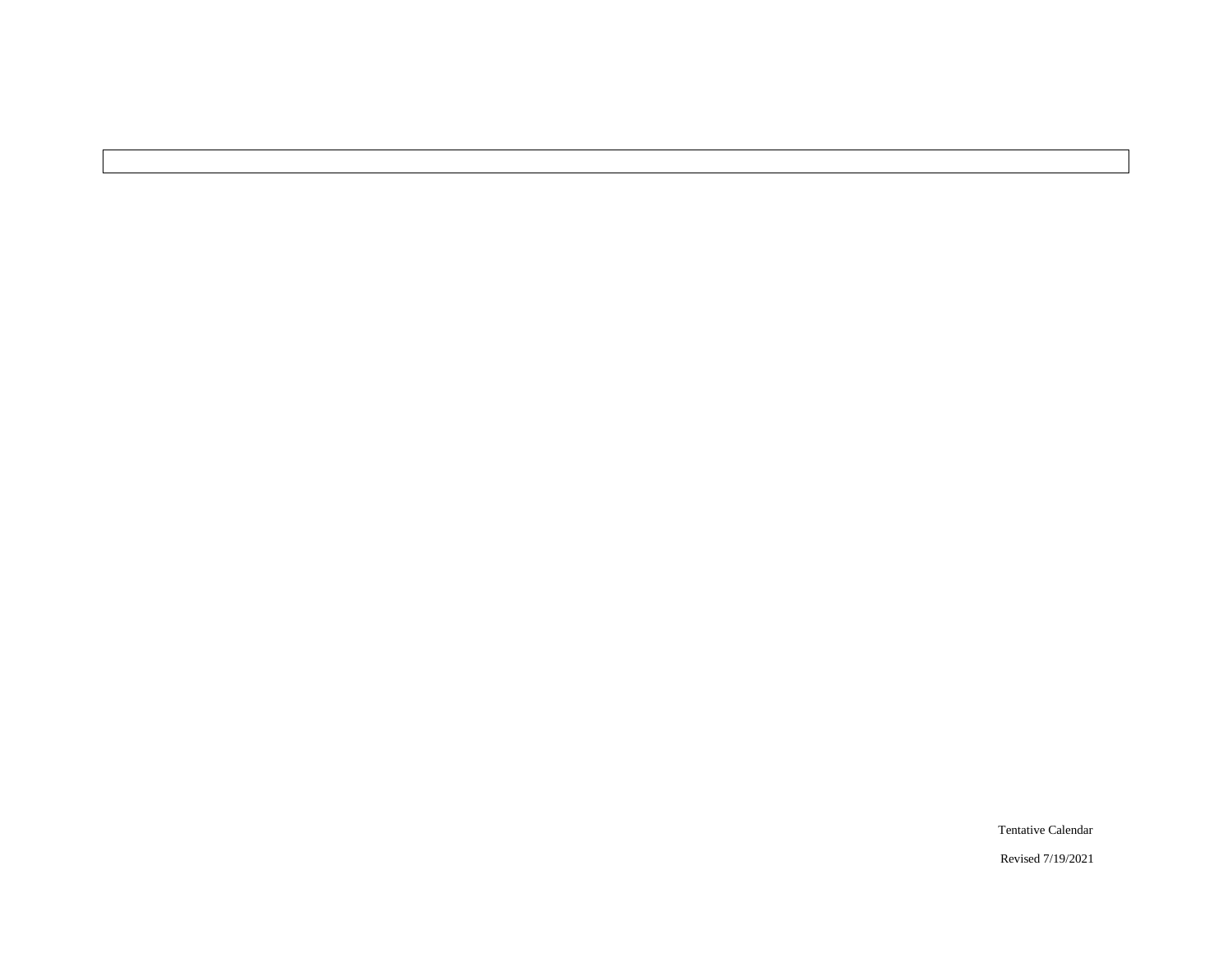Tentative Calendar

Revised 7/19/2021